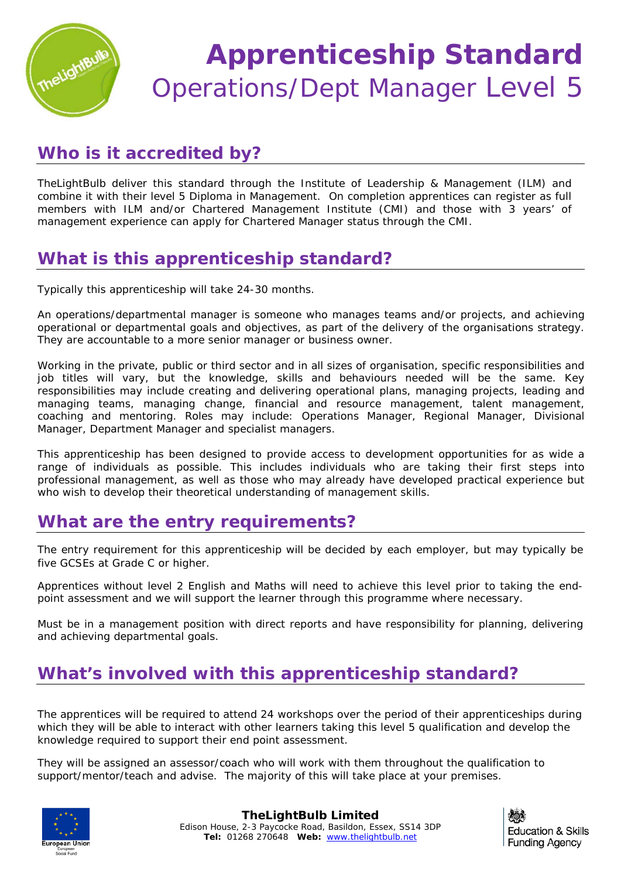# Apprenticeship Standard

Operations/Dept Manager Level 5

## Who is it accredited by?

TheLightBulb deliver this standard through the Institute of Leadership & Management (ILM) and combine it with their level 5 Diploma in Management. On completion apprentices can register as full members with ILM and/or Chartered Management Institute (CMI) and those with 3 years' of management experience can apply for Chartered Manager status through the CMI.

## What is this apprenticeship standard?

Typically this apprenticeship will take 24-30 months.

An operations/departmental manager is someone who manages teams and/or projects, and achieving operational or departmental goals and objectives, as part of the delivery of the organisations strategy. They are accountable to a more senior manager or business owner.

Working in the private, public or third sector and in all sizes of organisation, specific responsibilities and job titles will vary, but the knowledge, skills and behaviours needed will be the same. Key responsibilities may include creating and delivering operational plans, managing projects, leading and managing teams, managing change, financial and resource management, talent management, coaching and mentoring. Roles may include: Operations Manager, Regional Manager, Divisional Manager, Department Manager and specialist managers.

This apprenticeship has been designed to provide access to development opportunities for as wide a range of individuals as possible. This includes individuals who are taking their first steps into professional management, as well as those who may already have developed practical experience but who wish to develop their theoretical understanding of management skills.

## What are the entry requirements?

The entry requirement for this apprenticeship will be decided by each employer, but may typically be five GCSEs at Grade C or higher.

Apprentices without level 2 English and Maths will need to achieve this level prior to taking the end-point assessment and we will support the learner through this programme where necessary.

Must be in a management position with direct reports and have responsibility for planning, delivering and achieving departmental goals.

## What's involved with this apprenticeship standard?

The apprentices will be required to attend 24 workshops over the period of their apprenticeships during which they will be able to interact with other learners taking this level 5 qualification and develop the knowledge required to support their end point assessment.

They will be assigned an assessor/coach who will work with them throughout the qualification to support/mentor/teach and advise. The majority of this will take place at your premises.

**TheLightBulb Limited**
Edison House, 2-3 Paycocke Road, Basildon, Essex, SS14 3DP
**Tel:** 01268 270648 **Web:** www.thelightbulb.net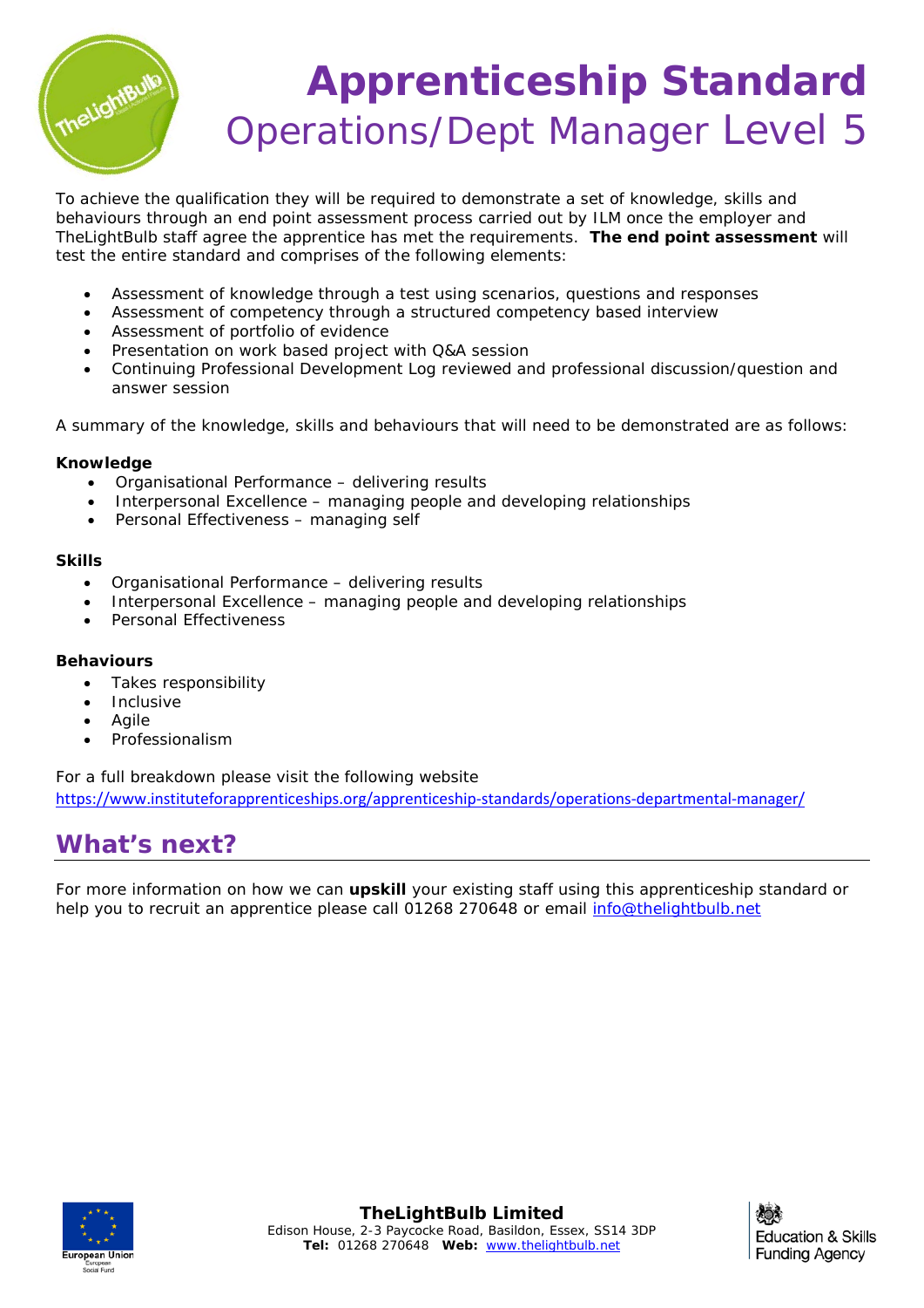// Apprenticeship Standard
## Operations/Dept Manager Level 5

To achieve the qualification they will be required to demonstrate a set of knowledge, skills and behaviours through an end point assessment process carried out by ILM once the employer and TheLightBulb staff agree the apprentice has met the requirements. **The end point assessment** will test the entire standard and comprises of the following elements:

- Assessment of knowledge through a test using scenarios, questions and responses
- Assessment of competency through a structured competency based interview
- Assessment of portfolio of evidence
- Presentation on work based project with Q&A session
- Continuing Professional Development Log reviewed and professional discussion/question and answer session

A summary of the knowledge, skills and behaviours that will need to be demonstrated are as follows:

**Knowledge**

- Organisational Performance – delivering results
- Interpersonal Excellence – managing people and developing relationships
- Personal Effectiveness – managing self

**Skills**

- Organisational Performance – delivering results
- Interpersonal Excellence – managing people and developing relationships
- Personal Effectiveness

**Behaviours**

- Takes responsibility
- Inclusive
- Agile
- Professionalism

For a full breakdown please visit the following website
https://www.instituteforapprenticeships.org/apprenticeship-standards/operations-departmental-manager/

## What's next?

For more information on how we can **upskill** your existing staff using this apprenticeship standard or help you to recruit an apprentice please call 01268 270648 or email info@thelightbulb.net

**TheLightBulb Limited**
Edison House, 2-3 Paycocke Road, Basildon, Essex, SS14 3DP
**Tel:** 01268 270648 **Web:** www.thelightbulb.net